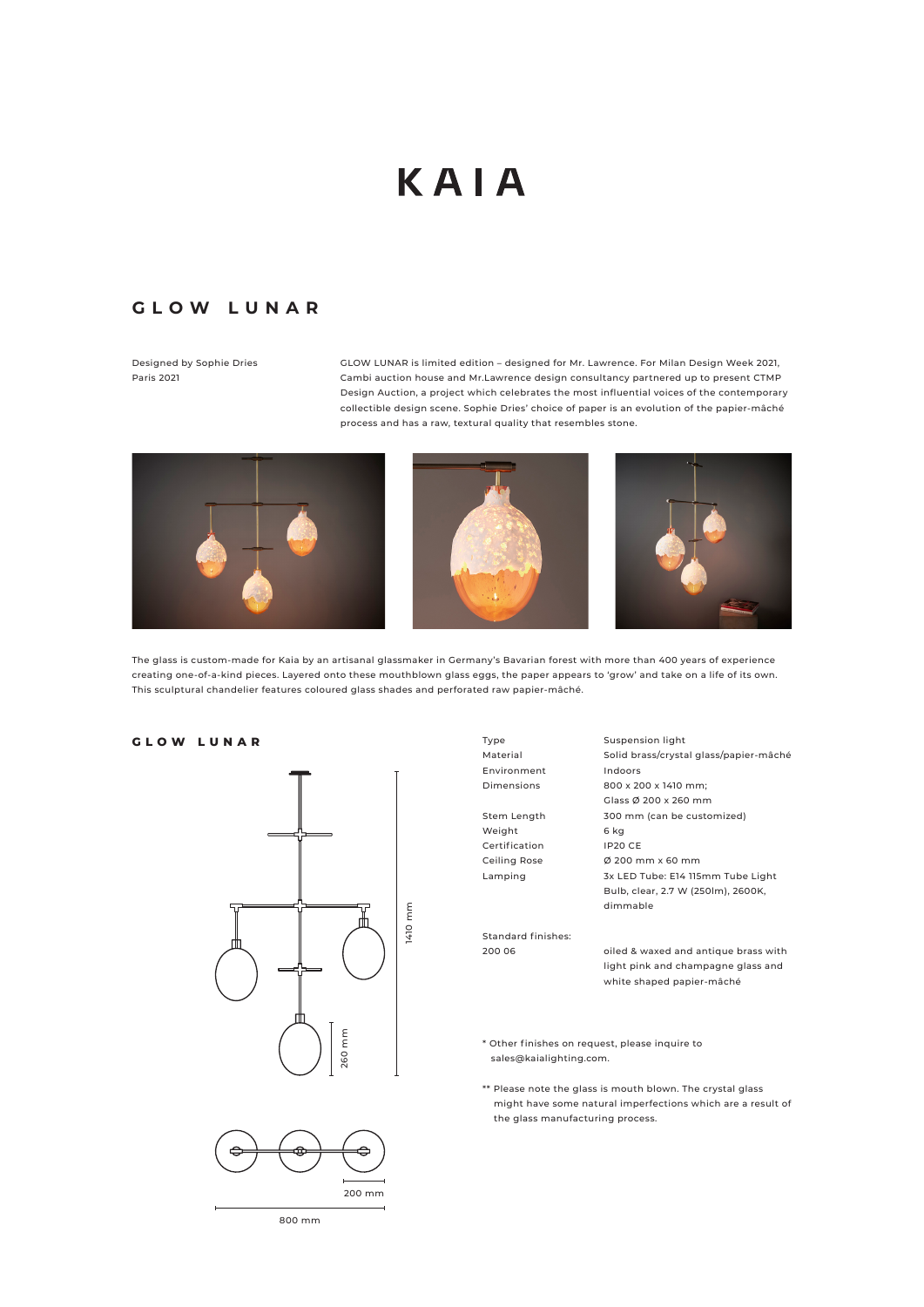# KAIA

## GLOW LUNAR

Designed by Sophie Dries
Paris 2021

GLOW LUNAR is limited edition – designed for Mr. Lawrence. For Milan Design Week 2021, Cambi auction house and Mr.Lawrence design consultancy partnered up to present CTMP Design Auction, a project which celebrates the most influential voices of the contemporary collectible design scene. Sophie Dries' choice of paper is an evolution of the papier-mâché process and has a raw, textural quality that resembles stone.

The glass is custom-made for Kaia by an artisanal glassmaker in Germany's Bavarian forest with more than 400 years of experience creating one-of-a-kind pieces. Layered onto these mouthblown glass eggs, the paper appears to 'grow' and take on a life of its own. This sculptural chandelier features coloured glass shades and perforated raw papier-mâché.

## GLOW LUNAR

| | |
|---|---|
| Type | Suspension light |
| Material | Solid brass/crystal glass/papier-mâché |
| Environment | Indoors |
| Dimensions | 800 x 200 x 1410 mm; Glass Ø 200 x 260 mm |
| Stem Length | 300 mm (can be customized) |
| Weight | 6 kg |
| Certification | IP20 CE |
| Ceiling Rose | Ø 200 mm x 60 mm |
| Lamping | 3x LED Tube: E14 115mm Tube Light Bulb, clear, 2.7 W (250lm), 2600K, dimmable |

Standard finishes:

| | |
|---|---|
| 200 06 | oiled & waxed and antique brass with light pink and champagne glass and white shaped papier-mâché |

\* Other finishes on request, please inquire to sales@kaialighting.com.

\*\* Please note the glass is mouth blown. The crystal glass might have some natural imperfections which are a result of the glass manufacturing process.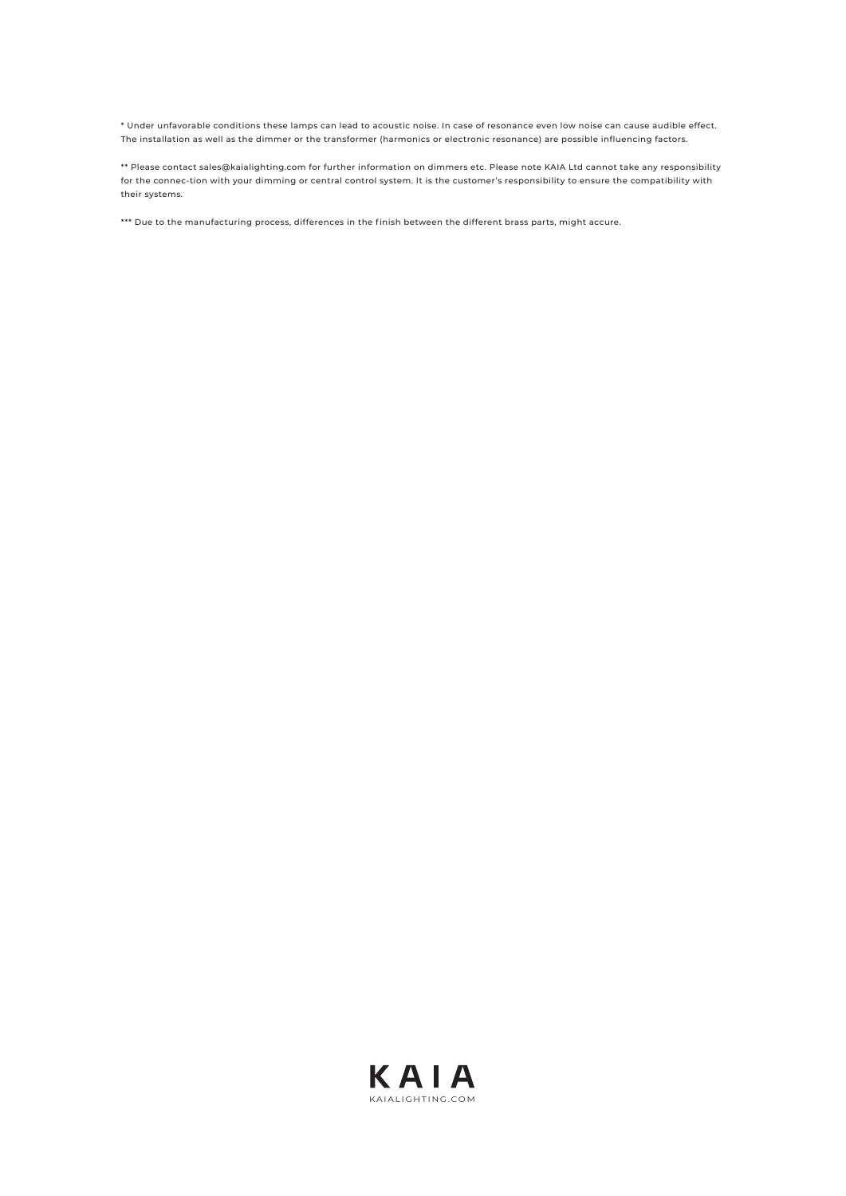* Under unfavorable conditions these lamps can lead to acoustic noise. In case of resonance even low noise can cause audible effect. The installation as well as the dimmer or the transformer (harmonics or electronic resonance) are possible influencing factors.

** Please contact sales@kaialighting.com for further information on dimmers etc. Please note KAIA Ltd cannot take any responsibility for the connec-tion with your dimming or central control system. It is the customer's responsibility to ensure the compatibility with their systems.

*** Due to the manufacturing process, differences in the finish between the different brass parts, might accure.

KAIA
KAIALIGHTING.COM